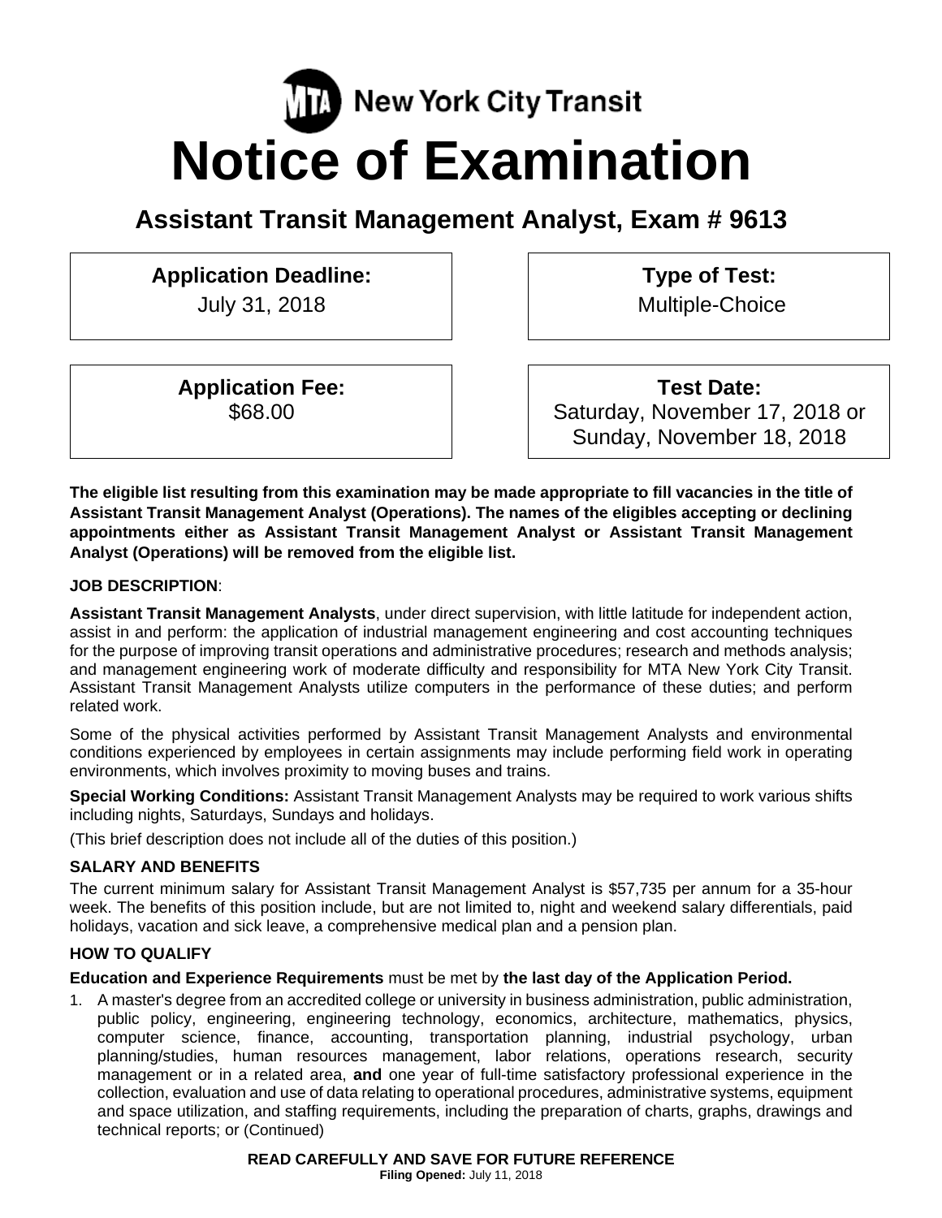MTA New York City Transit

# Notice of Examination

## Assistant Transit Management Analyst, Exam # 9613

| **Application Deadline:** | **Type of Test:** |
| --- | --- |
| July 31, 2018 | Multiple-Choice |
| **Application Fee:** | **Test Date:** |
| $68.00 | Saturday, November 17, 2018 or Sunday, November 18, 2018 |

**The eligible list resulting from this examination may be made appropriate to fill vacancies in the title of Assistant Transit Management Analyst (Operations). The names of the eligibles accepting or declining appointments either as Assistant Transit Management Analyst or Assistant Transit Management Analyst (Operations) will be removed from the eligible list.**

**JOB DESCRIPTION**:

**Assistant Transit Management Analysts**, under direct supervision, with little latitude for independent action, assist in and perform: the application of industrial management engineering and cost accounting techniques for the purpose of improving transit operations and administrative procedures; research and methods analysis; and management engineering work of moderate difficulty and responsibility for MTA New York City Transit. Assistant Transit Management Analysts utilize computers in the performance of these duties; and perform related work.

Some of the physical activities performed by Assistant Transit Management Analysts and environmental conditions experienced by employees in certain assignments may include performing field work in operating environments, which involves proximity to moving buses and trains.

**Special Working Conditions:** Assistant Transit Management Analysts may be required to work various shifts including nights, Saturdays, Sundays and holidays.

(This brief description does not include all of the duties of this position.)

**SALARY AND BENEFITS**

The current minimum salary for Assistant Transit Management Analyst is $57,735 per annum for a 35-hour week. The benefits of this position include, but are not limited to, night and weekend salary differentials, paid holidays, vacation and sick leave, a comprehensive medical plan and a pension plan.

**HOW TO QUALIFY**

**Education and Experience Requirements** must be met by **the last day of the Application Period.**

1. A master's degree from an accredited college or university in business administration, public administration, public policy, engineering, engineering technology, economics, architecture, mathematics, physics, computer science, finance, accounting, transportation planning, industrial psychology, urban planning/studies, human resources management, labor relations, operations research, security management or in a related area, **and** one year of full-time satisfactory professional experience in the collection, evaluation and use of data relating to operational procedures, administrative systems, equipment and space utilization, and staffing requirements, including the preparation of charts, graphs, drawings and technical reports; or (Continued)

**READ CAREFULLY AND SAVE FOR FUTURE REFERENCE**

**Filing Opened:** July 11, 2018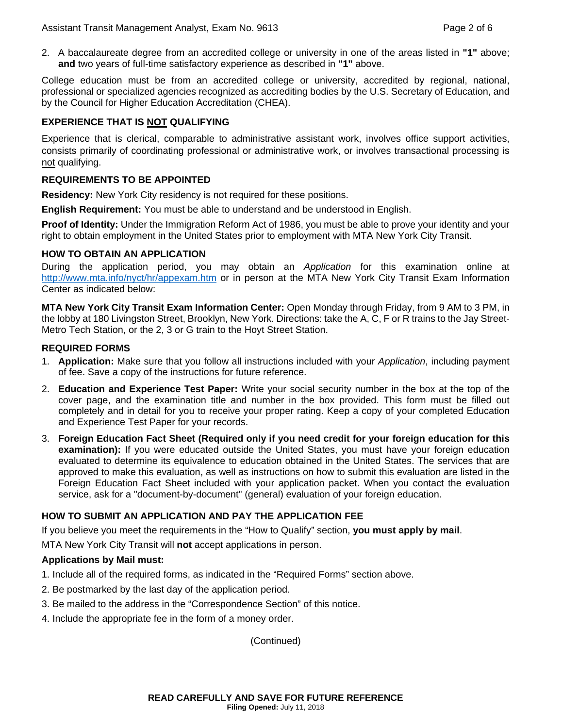2. A baccalaureate degree from an accredited college or university in one of the areas listed in **"1"** above; **and** two years of full-time satisfactory experience as described in **"1"** above.

College education must be from an accredited college or university, accredited by regional, national, professional or specialized agencies recognized as accrediting bodies by the U.S. Secretary of Education, and by the Council for Higher Education Accreditation (CHEA).

### EXPERIENCE THAT IS NOT QUALIFYING

Experience that is clerical, comparable to administrative assistant work, involves office support activities, consists primarily of coordinating professional or administrative work, or involves transactional processing is not qualifying.

### REQUIREMENTS TO BE APPOINTED

**Residency:** New York City residency is not required for these positions.

**English Requirement:** You must be able to understand and be understood in English.

**Proof of Identity:** Under the Immigration Reform Act of 1986, you must be able to prove your identity and your right to obtain employment in the United States prior to employment with MTA New York City Transit.

### HOW TO OBTAIN AN APPLICATION

During the application period, you may obtain an *Application* for this examination online at http://www.mta.info/nyct/hr/appexam.htm or in person at the MTA New York City Transit Exam Information Center as indicated below:

**MTA New York City Transit Exam Information Center:** Open Monday through Friday, from 9 AM to 3 PM, in the lobby at 180 Livingston Street, Brooklyn, New York. Directions: take the A, C, F or R trains to the Jay Street-Metro Tech Station, or the 2, 3 or G train to the Hoyt Street Station.

### REQUIRED FORMS

1. **Application:** Make sure that you follow all instructions included with your *Application*, including payment of fee. Save a copy of the instructions for future reference.
2. **Education and Experience Test Paper:** Write your social security number in the box at the top of the cover page, and the examination title and number in the box provided. This form must be filled out completely and in detail for you to receive your proper rating. Keep a copy of your completed Education and Experience Test Paper for your records.
3. **Foreign Education Fact Sheet (Required only if you need credit for your foreign education for this examination):** If you were educated outside the United States, you must have your foreign education evaluated to determine its equivalence to education obtained in the United States. The services that are approved to make this evaluation, as well as instructions on how to submit this evaluation are listed in the Foreign Education Fact Sheet included with your application packet. When you contact the evaluation service, ask for a "document-by-document" (general) evaluation of your foreign education.

### HOW TO SUBMIT AN APPLICATION AND PAY THE APPLICATION FEE

If you believe you meet the requirements in the "How to Qualify" section, **you must apply by mail**.

MTA New York City Transit will **not** accept applications in person.

**Applications by Mail must:**

1. Include all of the required forms, as indicated in the "Required Forms" section above.
2. Be postmarked by the last day of the application period.
3. Be mailed to the address in the "Correspondence Section" of this notice.
4. Include the appropriate fee in the form of a money order.

(Continued)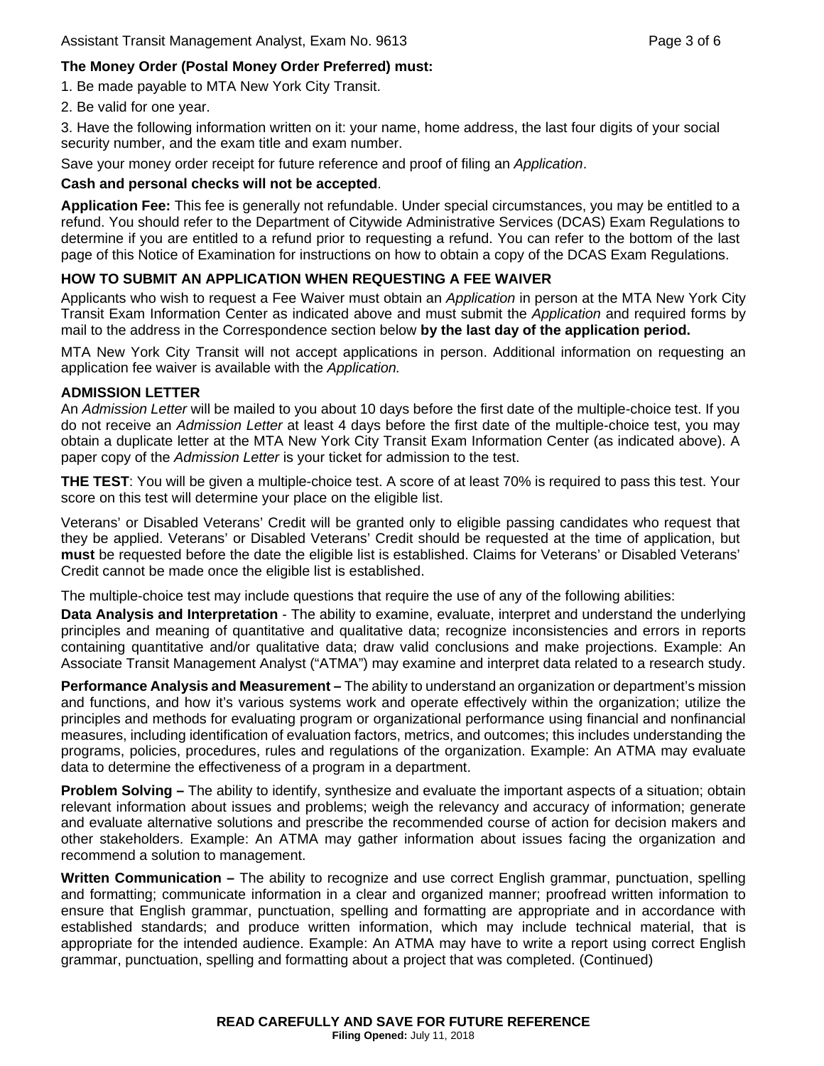**The Money Order (Postal Money Order Preferred) must:**

1. Be made payable to MTA New York City Transit.
2. Be valid for one year.
3. Have the following information written on it: your name, home address, the last four digits of your social security number, and the exam title and exam number.

Save your money order receipt for future reference and proof of filing an *Application*.

**Cash and personal checks will not be accepted**.

**Application Fee:** This fee is generally not refundable. Under special circumstances, you may be entitled to a refund. You should refer to the Department of Citywide Administrative Services (DCAS) Exam Regulations to determine if you are entitled to a refund prior to requesting a refund. You can refer to the bottom of the last page of this Notice of Examination for instructions on how to obtain a copy of the DCAS Exam Regulations.

**HOW TO SUBMIT AN APPLICATION WHEN REQUESTING A FEE WAIVER**

Applicants who wish to request a Fee Waiver must obtain an *Application* in person at the MTA New York City Transit Exam Information Center as indicated above and must submit the *Application* and required forms by mail to the address in the Correspondence section below **by the last day of the application period.**

MTA New York City Transit will not accept applications in person. Additional information on requesting an application fee waiver is available with the *Application.*

**ADMISSION LETTER**

An *Admission Letter* will be mailed to you about 10 days before the first date of the multiple-choice test. If you do not receive an *Admission Letter* at least 4 days before the first date of the multiple-choice test, you may obtain a duplicate letter at the MTA New York City Transit Exam Information Center (as indicated above). A paper copy of the *Admission Letter* is your ticket for admission to the test.

**THE TEST**: You will be given a multiple-choice test. A score of at least 70% is required to pass this test. Your score on this test will determine your place on the eligible list.

Veterans' or Disabled Veterans' Credit will be granted only to eligible passing candidates who request that they be applied. Veterans' or Disabled Veterans' Credit should be requested at the time of application, but **must** be requested before the date the eligible list is established. Claims for Veterans' or Disabled Veterans' Credit cannot be made once the eligible list is established.

The multiple-choice test may include questions that require the use of any of the following abilities:

**Data Analysis and Interpretation** - The ability to examine, evaluate, interpret and understand the underlying principles and meaning of quantitative and qualitative data; recognize inconsistencies and errors in reports containing quantitative and/or qualitative data; draw valid conclusions and make projections. Example: An Associate Transit Management Analyst ("ATMA") may examine and interpret data related to a research study.

**Performance Analysis and Measurement –** The ability to understand an organization or department's mission and functions, and how it's various systems work and operate effectively within the organization; utilize the principles and methods for evaluating program or organizational performance using financial and nonfinancial measures, including identification of evaluation factors, metrics, and outcomes; this includes understanding the programs, policies, procedures, rules and regulations of the organization. Example: An ATMA may evaluate data to determine the effectiveness of a program in a department.

**Problem Solving –** The ability to identify, synthesize and evaluate the important aspects of a situation; obtain relevant information about issues and problems; weigh the relevancy and accuracy of information; generate and evaluate alternative solutions and prescribe the recommended course of action for decision makers and other stakeholders. Example: An ATMA may gather information about issues facing the organization and recommend a solution to management.

**Written Communication –** The ability to recognize and use correct English grammar, punctuation, spelling and formatting; communicate information in a clear and organized manner; proofread written information to ensure that English grammar, punctuation, spelling and formatting are appropriate and in accordance with established standards; and produce written information, which may include technical material, that is appropriate for the intended audience. Example: An ATMA may have to write a report using correct English grammar, punctuation, spelling and formatting about a project that was completed. (Continued)

**READ CAREFULLY AND SAVE FOR FUTURE REFERENCE**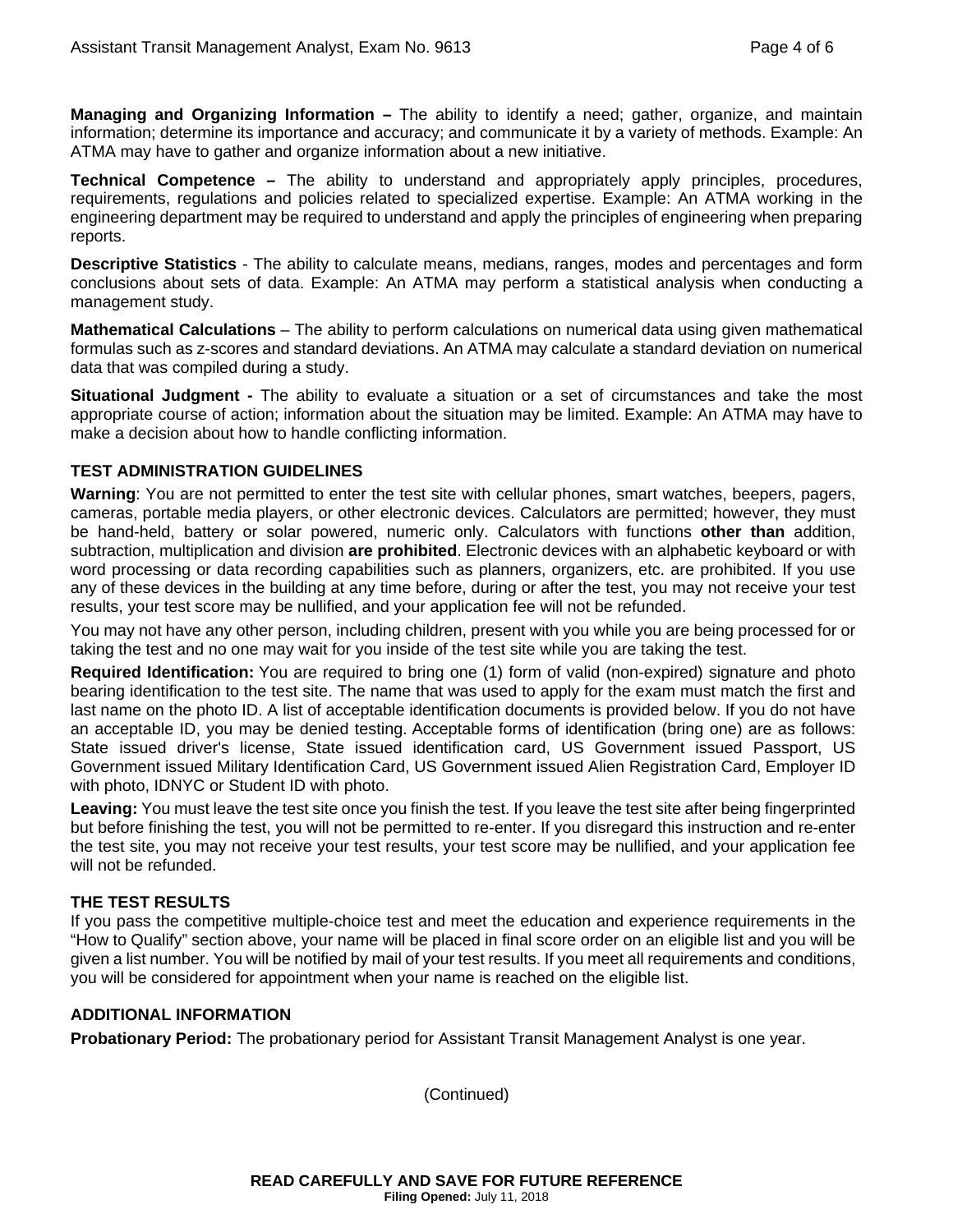**Managing and Organizing Information –** The ability to identify a need; gather, organize, and maintain information; determine its importance and accuracy; and communicate it by a variety of methods. Example: An ATMA may have to gather and organize information about a new initiative.

**Technical Competence –** The ability to understand and appropriately apply principles, procedures, requirements, regulations and policies related to specialized expertise. Example: An ATMA working in the engineering department may be required to understand and apply the principles of engineering when preparing reports.

**Descriptive Statistics** - The ability to calculate means, medians, ranges, modes and percentages and form conclusions about sets of data. Example: An ATMA may perform a statistical analysis when conducting a management study.

**Mathematical Calculations** – The ability to perform calculations on numerical data using given mathematical formulas such as z-scores and standard deviations. An ATMA may calculate a standard deviation on numerical data that was compiled during a study.

**Situational Judgment -** The ability to evaluate a situation or a set of circumstances and take the most appropriate course of action; information about the situation may be limited. Example: An ATMA may have to make a decision about how to handle conflicting information.

### TEST ADMINISTRATION GUIDELINES

**Warning**: You are not permitted to enter the test site with cellular phones, smart watches, beepers, pagers, cameras, portable media players, or other electronic devices. Calculators are permitted; however, they must be hand-held, battery or solar powered, numeric only. Calculators with functions **other than** addition, subtraction, multiplication and division **are prohibited**. Electronic devices with an alphabetic keyboard or with word processing or data recording capabilities such as planners, organizers, etc. are prohibited. If you use any of these devices in the building at any time before, during or after the test, you may not receive your test results, your test score may be nullified, and your application fee will not be refunded.

You may not have any other person, including children, present with you while you are being processed for or taking the test and no one may wait for you inside of the test site while you are taking the test.

**Required Identification:** You are required to bring one (1) form of valid (non-expired) signature and photo bearing identification to the test site. The name that was used to apply for the exam must match the first and last name on the photo ID. A list of acceptable identification documents is provided below. If you do not have an acceptable ID, you may be denied testing. Acceptable forms of identification (bring one) are as follows: State issued driver's license, State issued identification card, US Government issued Passport, US Government issued Military Identification Card, US Government issued Alien Registration Card, Employer ID with photo, IDNYC or Student ID with photo.

**Leaving:** You must leave the test site once you finish the test. If you leave the test site after being fingerprinted but before finishing the test, you will not be permitted to re-enter. If you disregard this instruction and re-enter the test site, you may not receive your test results, your test score may be nullified, and your application fee will not be refunded.

### THE TEST RESULTS

If you pass the competitive multiple-choice test and meet the education and experience requirements in the "How to Qualify" section above, your name will be placed in final score order on an eligible list and you will be given a list number. You will be notified by mail of your test results. If you meet all requirements and conditions, you will be considered for appointment when your name is reached on the eligible list.

### ADDITIONAL INFORMATION

**Probationary Period:** The probationary period for Assistant Transit Management Analyst is one year.

(Continued)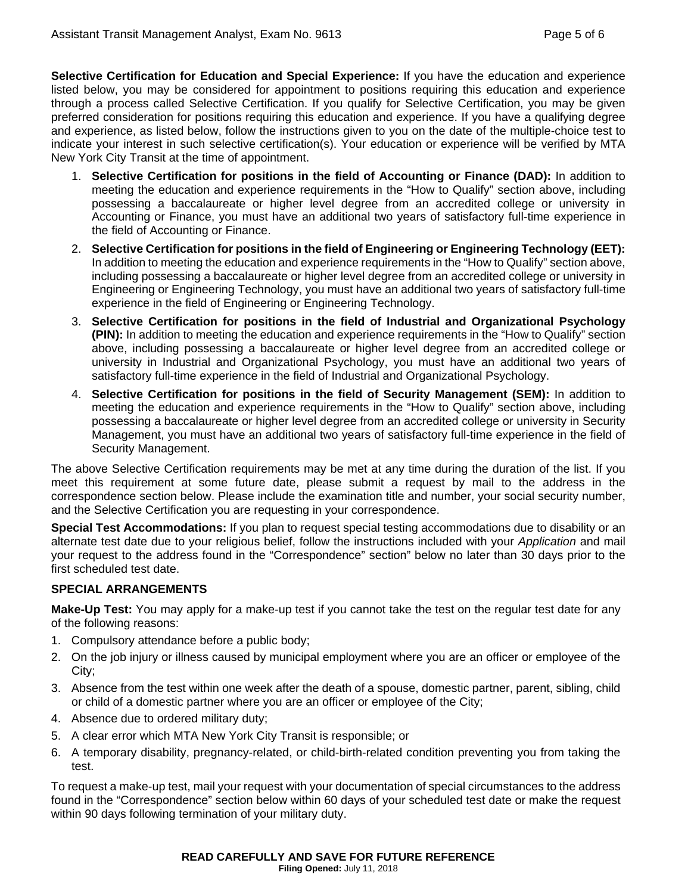**Selective Certification for Education and Special Experience:** If you have the education and experience listed below, you may be considered for appointment to positions requiring this education and experience through a process called Selective Certification. If you qualify for Selective Certification, you may be given preferred consideration for positions requiring this education and experience. If you have a qualifying degree and experience, as listed below, follow the instructions given to you on the date of the multiple-choice test to indicate your interest in such selective certification(s). Your education or experience will be verified by MTA New York City Transit at the time of appointment.

1. **Selective Certification for positions in the field of Accounting or Finance (DAD):** In addition to meeting the education and experience requirements in the "How to Qualify" section above, including possessing a baccalaureate or higher level degree from an accredited college or university in Accounting or Finance, you must have an additional two years of satisfactory full-time experience in the field of Accounting or Finance.
2. **Selective Certification for positions in the field of Engineering or Engineering Technology (EET):** In addition to meeting the education and experience requirements in the "How to Qualify" section above, including possessing a baccalaureate or higher level degree from an accredited college or university in Engineering or Engineering Technology, you must have an additional two years of satisfactory full-time experience in the field of Engineering or Engineering Technology.
3. **Selective Certification for positions in the field of Industrial and Organizational Psychology (PIN):** In addition to meeting the education and experience requirements in the "How to Qualify" section above, including possessing a baccalaureate or higher level degree from an accredited college or university in Industrial and Organizational Psychology, you must have an additional two years of satisfactory full-time experience in the field of Industrial and Organizational Psychology.
4. **Selective Certification for positions in the field of Security Management (SEM):** In addition to meeting the education and experience requirements in the "How to Qualify" section above, including possessing a baccalaureate or higher level degree from an accredited college or university in Security Management, you must have an additional two years of satisfactory full-time experience in the field of Security Management.

The above Selective Certification requirements may be met at any time during the duration of the list. If you meet this requirement at some future date, please submit a request by mail to the address in the correspondence section below. Please include the examination title and number, your social security number, and the Selective Certification you are requesting in your correspondence.

**Special Test Accommodations:** If you plan to request special testing accommodations due to disability or an alternate test date due to your religious belief, follow the instructions included with your *Application* and mail your request to the address found in the "Correspondence" section" below no later than 30 days prior to the first scheduled test date.

**SPECIAL ARRANGEMENTS**

**Make-Up Test:** You may apply for a make-up test if you cannot take the test on the regular test date for any of the following reasons:

1. Compulsory attendance before a public body;
2. On the job injury or illness caused by municipal employment where you are an officer or employee of the City;
3. Absence from the test within one week after the death of a spouse, domestic partner, parent, sibling, child or child of a domestic partner where you are an officer or employee of the City;
4. Absence due to ordered military duty;
5. A clear error which MTA New York City Transit is responsible; or
6. A temporary disability, pregnancy-related, or child-birth-related condition preventing you from taking the test.

To request a make-up test, mail your request with your documentation of special circumstances to the address found in the "Correspondence" section below within 60 days of your scheduled test date or make the request within 90 days following termination of your military duty.

**READ CAREFULLY AND SAVE FOR FUTURE REFERENCE**
**Filing Opened:** July 11, 2018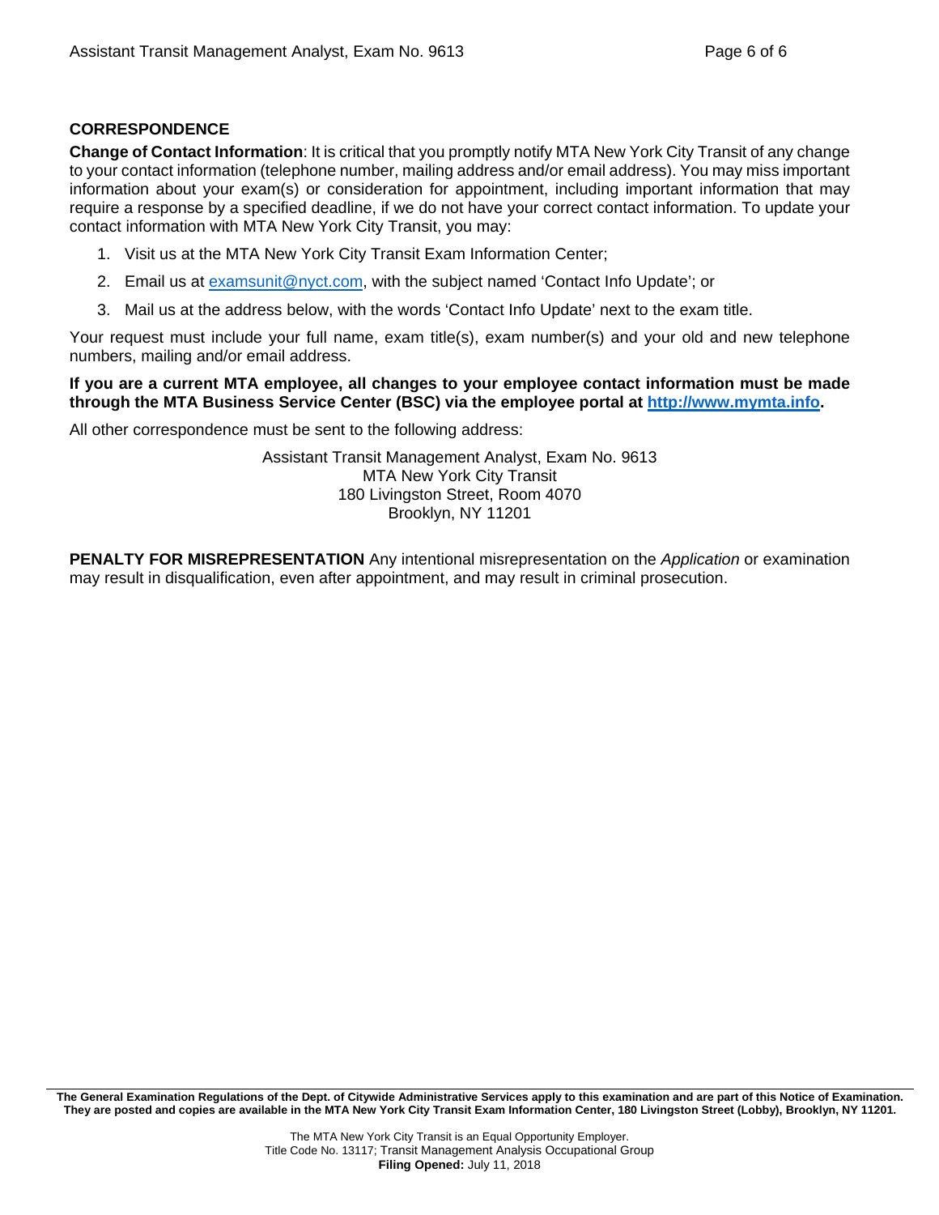## CORRESPONDENCE

**Change of Contact Information**: It is critical that you promptly notify MTA New York City Transit of any change to your contact information (telephone number, mailing address and/or email address). You may miss important information about your exam(s) or consideration for appointment, including important information that may require a response by a specified deadline, if we do not have your correct contact information. To update your contact information with MTA New York City Transit, you may:

1. Visit us at the MTA New York City Transit Exam Information Center;
2. Email us at examsunit@nyct.com, with the subject named 'Contact Info Update'; or
3. Mail us at the address below, with the words 'Contact Info Update' next to the exam title.

Your request must include your full name, exam title(s), exam number(s) and your old and new telephone numbers, mailing and/or email address.

**If you are a current MTA employee, all changes to your employee contact information must be made through the MTA Business Service Center (BSC) via the employee portal at http://www.mymta.info.**

All other correspondence must be sent to the following address:

Assistant Transit Management Analyst, Exam No. 9613
MTA New York City Transit
180 Livingston Street, Room 4070
Brooklyn, NY 11201

**PENALTY FOR MISREPRESENTATION** Any intentional misrepresentation on the *Application* or examination may result in disqualification, even after appointment, and may result in criminal prosecution.

**The General Examination Regulations of the Dept. of Citywide Administrative Services apply to this examination and are part of this Notice of Examination. They are posted and copies are available in the MTA New York City Transit Exam Information Center, 180 Livingston Street (Lobby), Brooklyn, NY 11201.**

The MTA New York City Transit is an Equal Opportunity Employer.
Title Code No. 13117; Transit Management Analysis Occupational Group
**Filing Opened:** July 11, 2018